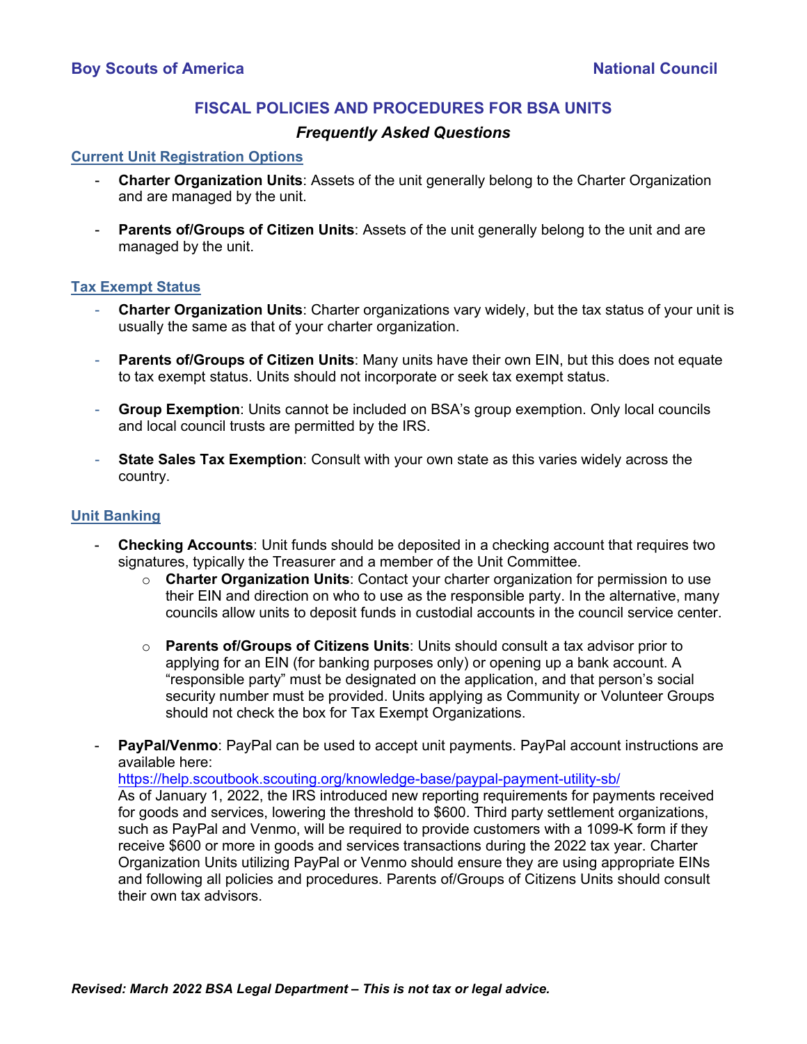**Boy Scouts of America** **National Council**

# FISCAL POLICIES AND PROCEDURES FOR BSA UNITS

### *Frequently Asked Questions*

## Current Unit Registration Options

- **Charter Organization Units**: Assets of the unit generally belong to the Charter Organization and are managed by the unit.
- **Parents of/Groups of Citizen Units**: Assets of the unit generally belong to the unit and are managed by the unit.

## Tax Exempt Status

- **Charter Organization Units**: Charter organizations vary widely, but the tax status of your unit is usually the same as that of your charter organization.
- **Parents of/Groups of Citizen Units**: Many units have their own EIN, but this does not equate to tax exempt status. Units should not incorporate or seek tax exempt status.
- **Group Exemption**: Units cannot be included on BSA's group exemption. Only local councils and local council trusts are permitted by the IRS.
- **State Sales Tax Exemption**: Consult with your own state as this varies widely across the country.

## Unit Banking

- **Checking Accounts**: Unit funds should be deposited in a checking account that requires two signatures, typically the Treasurer and a member of the Unit Committee.
  - **Charter Organization Units**: Contact your charter organization for permission to use their EIN and direction on who to use as the responsible party. In the alternative, many councils allow units to deposit funds in custodial accounts in the council service center.
  - **Parents of/Groups of Citizens Units**: Units should consult a tax advisor prior to applying for an EIN (for banking purposes only) or opening up a bank account. A "responsible party" must be designated on the application, and that person's social security number must be provided. Units applying as Community or Volunteer Groups should not check the box for Tax Exempt Organizations.
- **PayPal/Venmo**: PayPal can be used to accept unit payments. PayPal account instructions are available here:
  https://help.scoutbook.scouting.org/knowledge-base/paypal-payment-utility-sb/
  As of January 1, 2022, the IRS introduced new reporting requirements for payments received for goods and services, lowering the threshold to $600. Third party settlement organizations, such as PayPal and Venmo, will be required to provide customers with a 1099-K form if they receive $600 or more in goods and services transactions during the 2022 tax year. Charter Organization Units utilizing PayPal or Venmo should ensure they are using appropriate EINs and following all policies and procedures. Parents of/Groups of Citizens Units should consult their own tax advisors.

***Revised: March 2022 BSA Legal Department – This is not tax or legal advice.***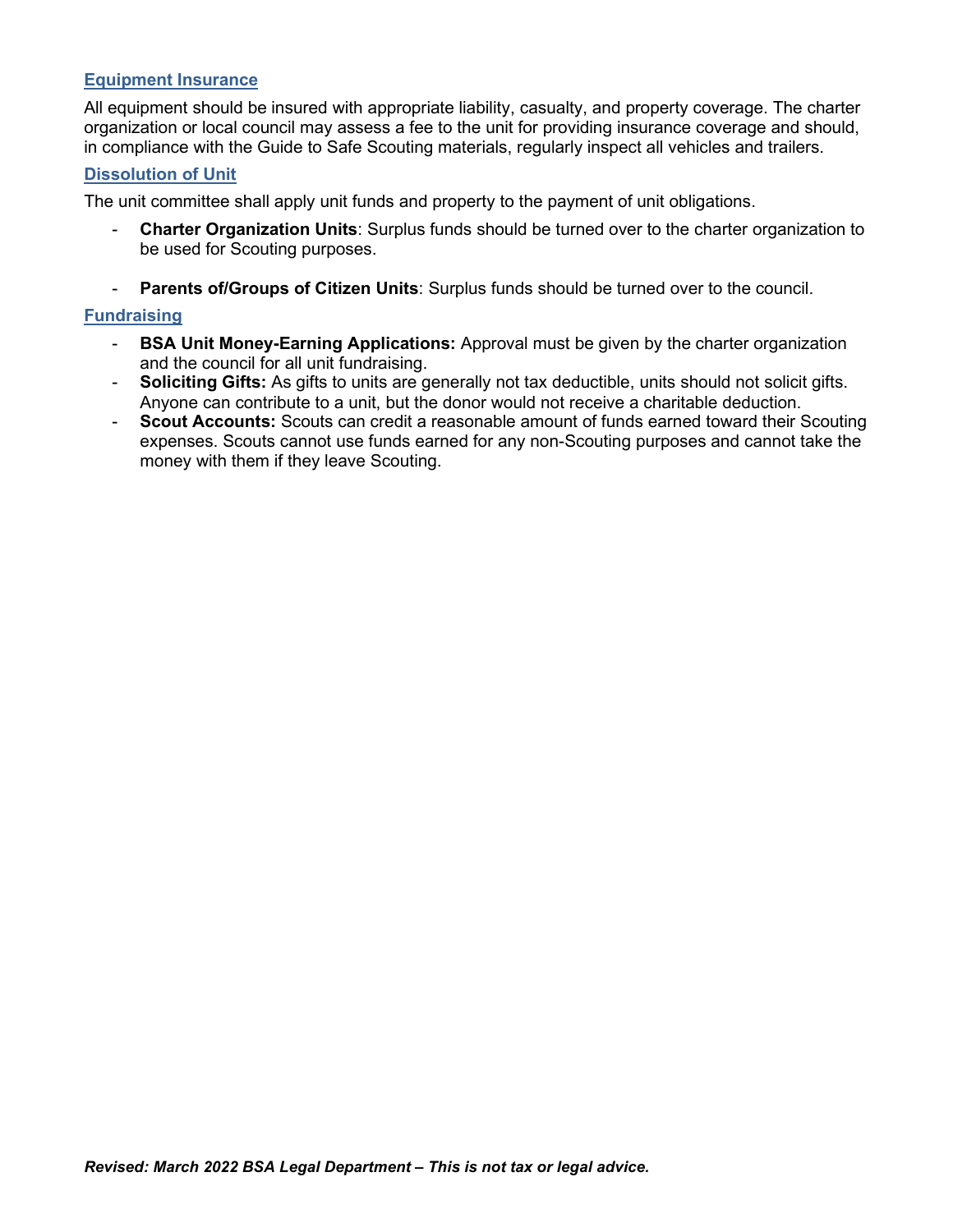## Equipment Insurance

All equipment should be insured with appropriate liability, casualty, and property coverage. The charter organization or local council may assess a fee to the unit for providing insurance coverage and should, in compliance with the Guide to Safe Scouting materials, regularly inspect all vehicles and trailers.

## Dissolution of Unit

The unit committee shall apply unit funds and property to the payment of unit obligations.

- **Charter Organization Units**: Surplus funds should be turned over to the charter organization to be used for Scouting purposes.

- **Parents of/Groups of Citizen Units**: Surplus funds should be turned over to the council.

## Fundraising

- **BSA Unit Money-Earning Applications:** Approval must be given by the charter organization and the council for all unit fundraising.
- **Soliciting Gifts:** As gifts to units are generally not tax deductible, units should not solicit gifts. Anyone can contribute to a unit, but the donor would not receive a charitable deduction.
- **Scout Accounts:** Scouts can credit a reasonable amount of funds earned toward their Scouting expenses. Scouts cannot use funds earned for any non-Scouting purposes and cannot take the money with them if they leave Scouting.

***Revised: March 2022 BSA Legal Department – This is not tax or legal advice.***